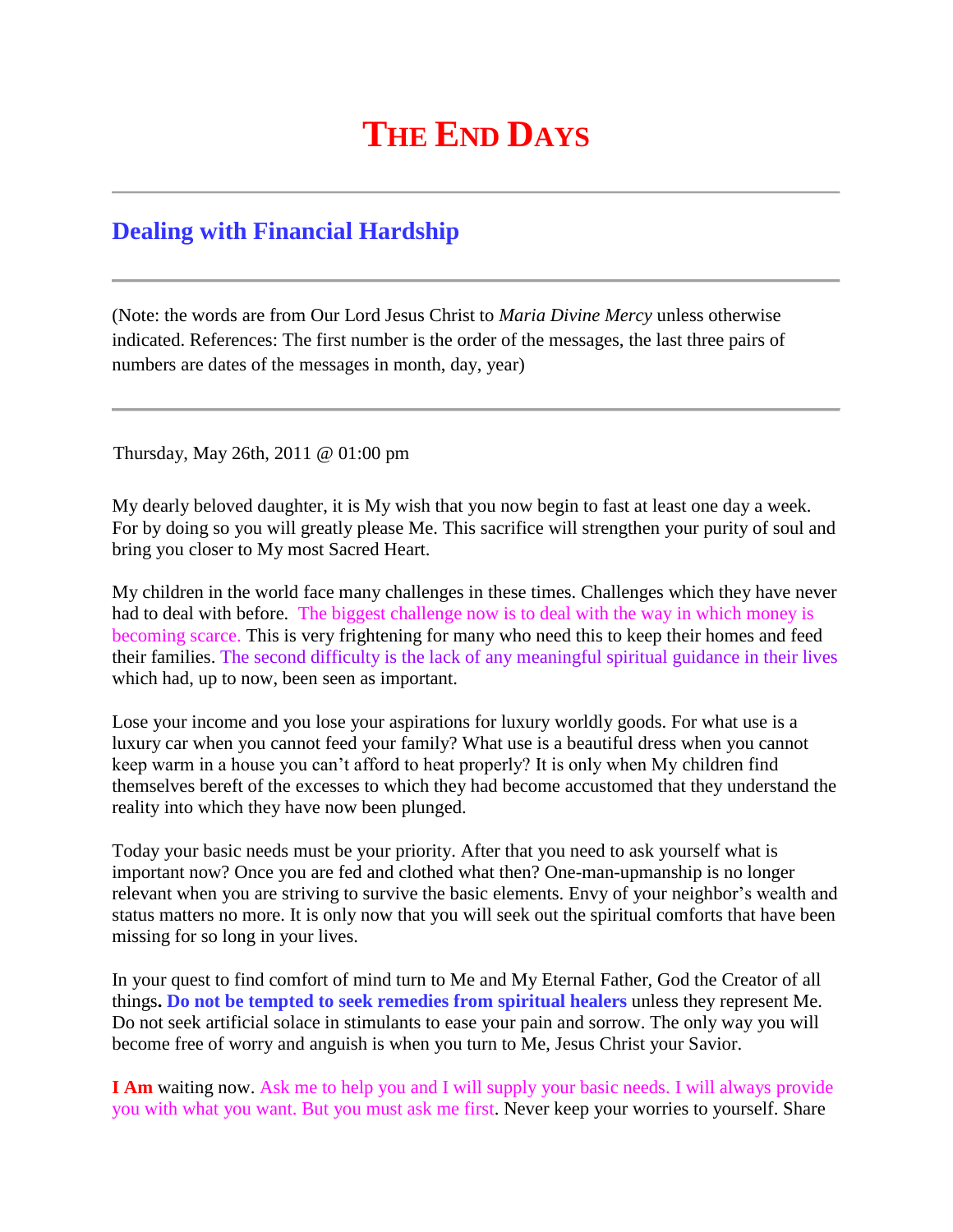# THE END DAYS

---

## Dealing with Financial Hardship

---

(Note: the words are from Our Lord Jesus Christ to *Maria Divine Mercy* unless otherwise indicated. References: The first number is the order of the messages, the last three pairs of numbers are dates of the messages in month, day, year)

---

Thursday, May 26th, 2011 @ 01:00 pm

My dearly beloved daughter, it is My wish that you now begin to fast at least one day a week. For by doing so you will greatly please Me. This sacrifice will strengthen your purity of soul and bring you closer to My most Sacred Heart.

My children in the world face many challenges in these times. Challenges which they have never had to deal with before. The biggest challenge now is to deal with the way in which money is becoming scarce. This is very frightening for many who need this to keep their homes and feed their families. The second difficulty is the lack of any meaningful spiritual guidance in their lives which had, up to now, been seen as important.

Lose your income and you lose your aspirations for luxury worldly goods. For what use is a luxury car when you cannot feed your family? What use is a beautiful dress when you cannot keep warm in a house you can't afford to heat properly? It is only when My children find themselves bereft of the excesses to which they had become accustomed that they understand the reality into which they have now been plunged.

Today your basic needs must be your priority. After that you need to ask yourself what is important now? Once you are fed and clothed what then? One-man-upmanship is no longer relevant when you are striving to survive the basic elements. Envy of your neighbor's wealth and status matters no more. It is only now that you will seek out the spiritual comforts that have been missing for so long in your lives.

In your quest to find comfort of mind turn to Me and My Eternal Father, God the Creator of all things**. Do not be tempted to seek remedies from spiritual healers** unless they represent Me. Do not seek artificial solace in stimulants to ease your pain and sorrow. The only way you will become free of worry and anguish is when you turn to Me, Jesus Christ your Savior.

**I Am** waiting now. Ask me to help you and I will supply your basic needs. I will always provide you with what you want. But you must ask me first. Never keep your worries to yourself. Share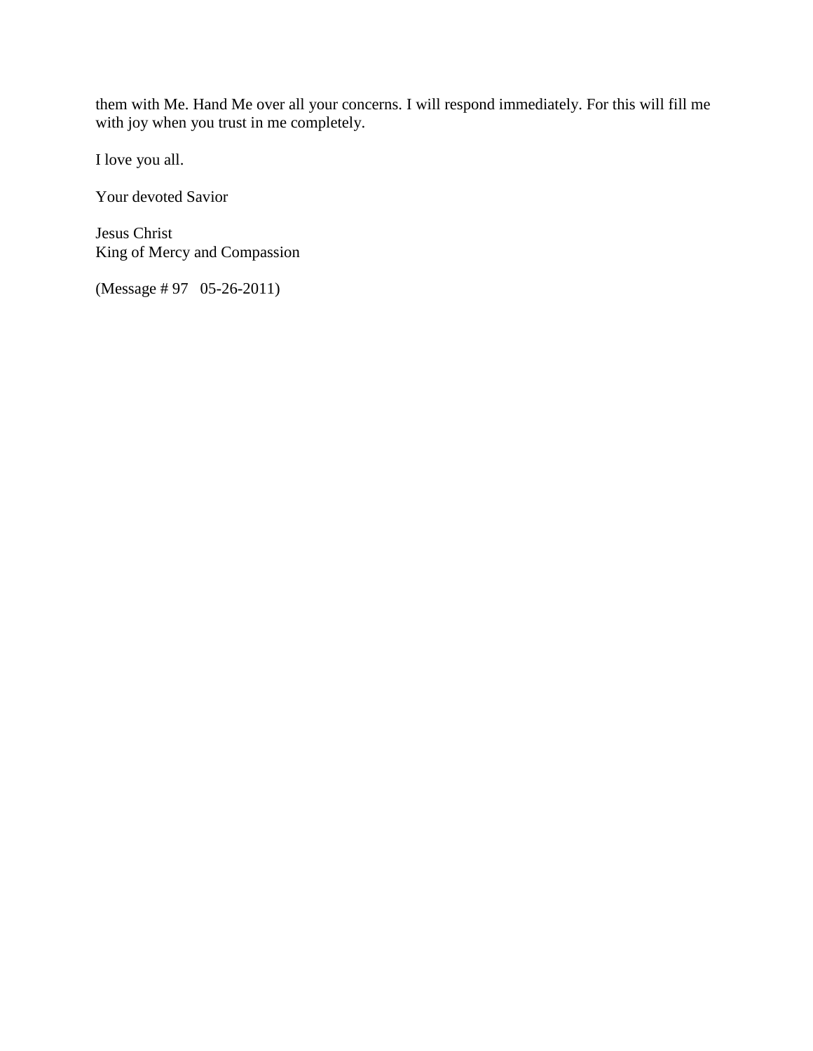them with Me. Hand Me over all your concerns. I will respond immediately. For this will fill me with joy when you trust in me completely.

I love you all.

Your devoted Savior

Jesus Christ
King of Mercy and Compassion

(Message # 97   05-26-2011)